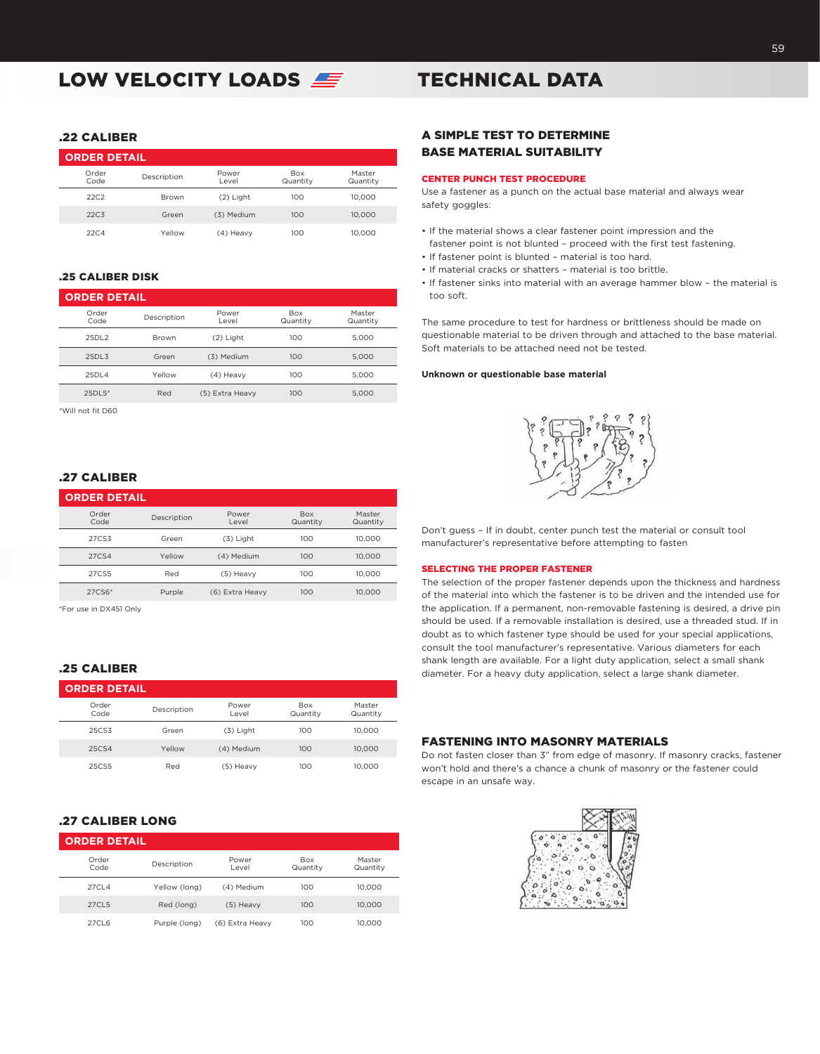# LOW VELOCITY LOADS

### .22 CALIBER

**ORDER DETAIL**

| Order Code | Description | Power Level | Box Quantity | Master Quantity |
|---|---|---|---|---|
| 22C2 | Brown | (2) Light | 100 | 10,000 |
| 22C3 | Green | (3) Medium | 100 | 10,000 |
| 22C4 | Yellow | (4) Heavy | 100 | 10,000 |

### .25 CALIBER DISK

**ORDER DETAIL**

| Order Code | Description | Power Level | Box Quantity | Master Quantity |
|---|---|---|---|---|
| 25DL2 | Brown | (2) Light | 100 | 5,000 |
| 25DL3 | Green | (3) Medium | 100 | 5,000 |
| 25DL4 | Yellow | (4) Heavy | 100 | 5,000 |
| 25DL5* | Red | (5) Extra Heavy | 100 | 5,000 |

*Will not fit D60

### .27 CALIBER

**ORDER DETAIL**

| Order Code | Description | Power Level | Box Quantity | Master Quantity |
|---|---|---|---|---|
| 27CS3 | Green | (3) Light | 100 | 10,000 |
| 27CS4 | Yellow | (4) Medium | 100 | 10,000 |
| 27CS5 | Red | (5) Heavy | 100 | 10,000 |
| 27CS6* | Purple | (6) Extra Heavy | 100 | 10,000 |

*For use in DX451 Only

### .25 CALIBER

**ORDER DETAIL**

| Order Code | Description | Power Level | Box Quantity | Master Quantity |
|---|---|---|---|---|
| 25CS3 | Green | (3) Light | 100 | 10,000 |
| 25CS4 | Yellow | (4) Medium | 100 | 10,000 |
| 25CS5 | Red | (5) Heavy | 100 | 10,000 |

### .27 CALIBER LONG

**ORDER DETAIL**

| Order Code | Description | Power Level | Box Quantity | Master Quantity |
|---|---|---|---|---|
| 27CL4 | Yellow (long) | (4) Medium | 100 | 10,000 |
| 27CL5 | Red (long) | (5) Heavy | 100 | 10,000 |
| 27CL6 | Purple (long) | (6) Extra Heavy | 100 | 10,000 |

# TECHNICAL DATA

### A SIMPLE TEST TO DETERMINE BASE MATERIAL SUITABILITY

**CENTER PUNCH TEST PROCEDURE**

Use a fastener as a punch on the actual base material and always wear safety goggles:

- If the material shows a clear fastener point impression and the fastener point is not blunted – proceed with the first test fastening.
- If fastener point is blunted – material is too hard.
- If material cracks or shatters – material is too brittle.
- If fastener sinks into material with an average hammer blow – the material is too soft.

The same procedure to test for hardness or brittleness should be made on questionable material to be driven through and attached to the base material. Soft materials to be attached need not be tested.

**Unknown or questionable base material**

Don't guess – If in doubt, center punch test the material or consult tool manufacturer's representative before attempting to fasten

**SELECTING THE PROPER FASTENER**

The selection of the proper fastener depends upon the thickness and hardness of the material into which the fastener is to be driven and the intended use for the application. If a permanent, non-removable fastening is desired, a drive pin should be used. If a removable installation is desired, use a threaded stud. If in doubt as to which fastener type should be used for your special applications, consult the tool manufacturer's representative. Various diameters for each shank length are available. For a light duty application, select a small shank diameter. For a heavy duty application, select a large shank diameter.

### FASTENING INTO MASONRY MATERIALS

Do not fasten closer than 3" from edge of masonry. If masonry cracks, fastener won't hold and there's a chance a chunk of masonry or the fastener could escape in an unsafe way.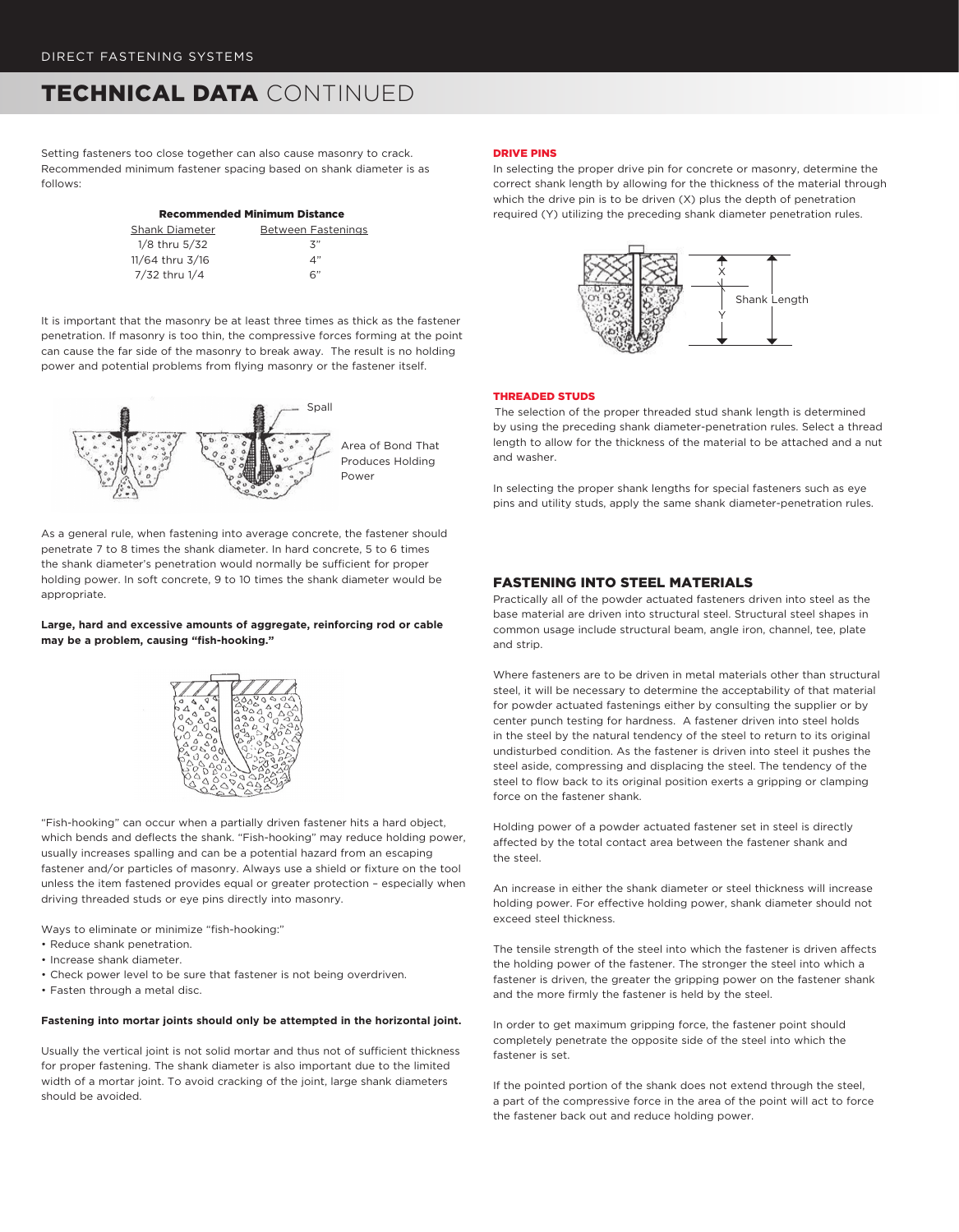# TECHNICAL DATA CONTINUED

Setting fasteners too close together can also cause masonry to crack. Recommended minimum fastener spacing based on shank diameter is as follows:

**Recommended Minimum Distance**

| Shank Diameter | Between Fastenings |
|---|---|
| 1/8 thru 5/32 | 3" |
| 11/64 thru 3/16 | 4" |
| 7/32 thru 1/4 | 6" |

It is important that the masonry be at least three times as thick as the fastener penetration. If masonry is too thin, the compressive forces forming at the point can cause the far side of the masonry to break away. The result is no holding power and potential problems from flying masonry or the fastener itself.

Spall

Area of Bond That Produces Holding Power

As a general rule, when fastening into average concrete, the fastener should penetrate 7 to 8 times the shank diameter. In hard concrete, 5 to 6 times the shank diameter's penetration would normally be sufficient for proper holding power. In soft concrete, 9 to 10 times the shank diameter would be appropriate.

**Large, hard and excessive amounts of aggregate, reinforcing rod or cable may be a problem, causing "fish-hooking."**

"Fish-hooking" can occur when a partially driven fastener hits a hard object, which bends and deflects the shank. "Fish-hooking" may reduce holding power, usually increases spalling and can be a potential hazard from an escaping fastener and/or particles of masonry. Always use a shield or fixture on the tool unless the item fastened provides equal or greater protection – especially when driving threaded studs or eye pins directly into masonry.

Ways to eliminate or minimize "fish-hooking:"

- Reduce shank penetration.
- Increase shank diameter.
- Check power level to be sure that fastener is not being overdriven.
- Fasten through a metal disc.

**Fastening into mortar joints should only be attempted in the horizontal joint.**

Usually the vertical joint is not solid mortar and thus not of sufficient thickness for proper fastening. The shank diameter is also important due to the limited width of a mortar joint. To avoid cracking of the joint, large shank diameters should be avoided.

### DRIVE PINS

In selecting the proper drive pin for concrete or masonry, determine the correct shank length by allowing for the thickness of the material through which the drive pin is to be driven (X) plus the depth of penetration required (Y) utilizing the preceding shank diameter penetration rules.

X

Y

Shank Length

### THREADED STUDS

The selection of the proper threaded stud shank length is determined by using the preceding shank diameter-penetration rules. Select a thread length to allow for the thickness of the material to be attached and a nut and washer.

In selecting the proper shank lengths for special fasteners such as eye pins and utility studs, apply the same shank diameter-penetration rules.

## FASTENING INTO STEEL MATERIALS

Practically all of the powder actuated fasteners driven into steel as the base material are driven into structural steel. Structural steel shapes in common usage include structural beam, angle iron, channel, tee, plate and strip.

Where fasteners are to be driven in metal materials other than structural steel, it will be necessary to determine the acceptability of that material for powder actuated fastenings either by consulting the supplier or by center punch testing for hardness. A fastener driven into steel holds in the steel by the natural tendency of the steel to return to its original undisturbed condition. As the fastener is driven into steel it pushes the steel aside, compressing and displacing the steel. The tendency of the steel to flow back to its original position exerts a gripping or clamping force on the fastener shank.

Holding power of a powder actuated fastener set in steel is directly affected by the total contact area between the fastener shank and the steel.

An increase in either the shank diameter or steel thickness will increase holding power. For effective holding power, shank diameter should not exceed steel thickness.

The tensile strength of the steel into which the fastener is driven affects the holding power of the fastener. The stronger the steel into which a fastener is driven, the greater the gripping power on the fastener shank and the more firmly the fastener is held by the steel.

In order to get maximum gripping force, the fastener point should completely penetrate the opposite side of the steel into which the fastener is set.

If the pointed portion of the shank does not extend through the steel, a part of the compressive force in the area of the point will act to force the fastener back out and reduce holding power.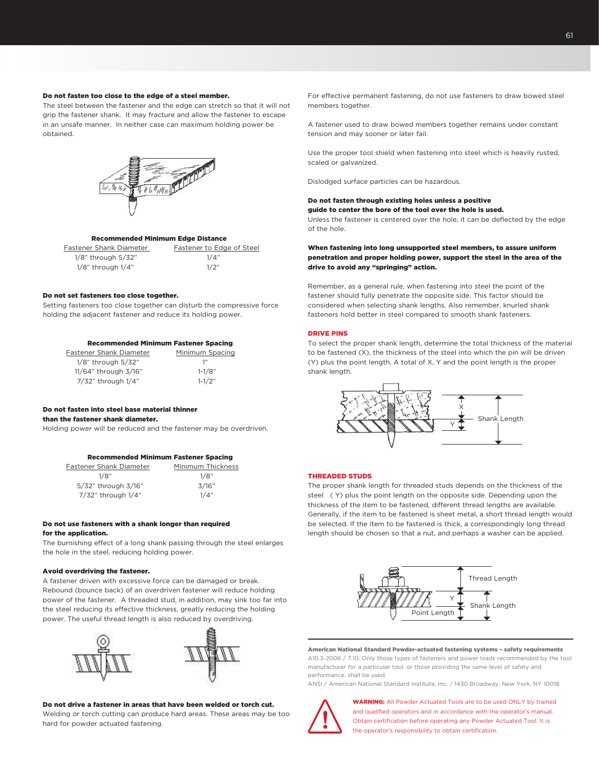**Do not fasten too close to the edge of a steel member.**
The steel between the fastener and the edge can stretch so that it will not grip the fastener shank. It may fracture and allow the fastener to escape in an unsafe manner. In neither case can maximum holding power be obtained.

**Recommended Minimum Edge Distance**

| Fastener Shank Diameter | Fastener to Edge of Steel |
|---|---|
| 1/8" through 5/32" | 1/4" |
| 1/8" through 1/4" | 1/2" |

**Do not set fasteners too close together.**
Setting fasteners too close together can disturb the compressive force holding the adjacent fastener and reduce its holding power.

**Recommended Minimum Fastener Spacing**

| Fastener Shank Diameter | Minimum Spacing |
|---|---|
| 1/8" through 5/32" | 1" |
| 11/64" through 3/16" | 1-1/8" |
| 7/32" through 1/4" | 1-1/2" |

**Do not fasten into steel base material thinner than the fastener shank diameter.**
Holding power will be reduced and the fastener may be overdriven.

**Recommended Minimum Fastener Spacing**

| Fastener Shank Diameter | Minimum Thickness |
|---|---|
| 1/8" | 1/8" |
| 5/32" through 3/16" | 3/16" |
| 7/32" through 1/4" | 1/4" |

**Do not use fasteners with a shank longer than required for the application.**
The burnishing effect of a long shank passing through the steel enlarges the hole in the steel, reducing holding power.

**Avoid overdriving the fastener.**
A fastener driven with excessive force can be damaged or break. Rebound (bounce back) of an overdriven fastener will reduce holding power of the fastener. A threaded stud, in addition, may sink too far into the steel reducing its effective thickness, greatly reducing the holding power. The useful thread length is also reduced by overdriving.

**Do not drive a fastener in areas that have been welded or torch cut.**
Welding or torch cutting can produce hard areas. These areas may be too hard for powder actuated fastening.

For effective permanent fastening, do not use fasteners to draw bowed steel members together.

A fastener used to draw bowed members together remains under constant tension and may sooner or later fail.

Use the proper tool shield when fastening into steel which is heavily rusted, scaled or galvanized.

Dislodged surface particles can be hazardous.

**Do not fasten through existing holes unless a positive guide to center the bore of the tool over the hole is used.**
Unless the fastener is centered over the hole, it can be deflected by the edge of the hole.

**When fastening into long unsupported steel members, to assure uniform penetration and proper holding power, support the steel in the area of the drive to avoid any "springing" action.**

Remember, as a general rule, when fastening into steel the point of the fastener should fully penetrate the opposite side. This factor should be considered when selecting shank lengths. Also remember, knurled shank fasteners hold better in steel compared to smooth shank fasteners.

## DRIVE PINS

To select the proper shank length, determine the total thickness of the material to be fastened (X), the thickness of the steel into which the pin will be driven (Y) plus the point length. A total of X, Y and the point length is the proper shank length.

X
Y
Shank Length

## THREADED STUDS

The proper shank length for threaded studs depends on the thickness of the steel ( Y) plus the point length on the opposite side. Depending upon the thickness of the item to be fastened, different thread lengths are available. Generally, if the item to be fastened is sheet metal, a short thread length would be selected. If the item to be fastened is thick, a correspondingly long thread length should be chosen so that a nut, and perhaps a washer can be applied.

Thread Length
Y
Shank Length
Point Length

**American National Standard Powder-actuated fastening systems – safety requirements**
A10.3-2006 / 7.10: Only those types of fasteners and power loads recommended by the tool manufacturer for a particular tool, or those providing the same level of safety and performance, shall be used.
ANSI / American National Standard Institute, Inc. / 1430 Broadway, New York, NY 10018

**WARNING:** All Powder Actuated Tools are to be used ONLY by trained and qualified operators and in accordance with the operator's manual. Obtain certification before operating any Powder Actuated Tool. It is the operator's responsibility to obtain certification.